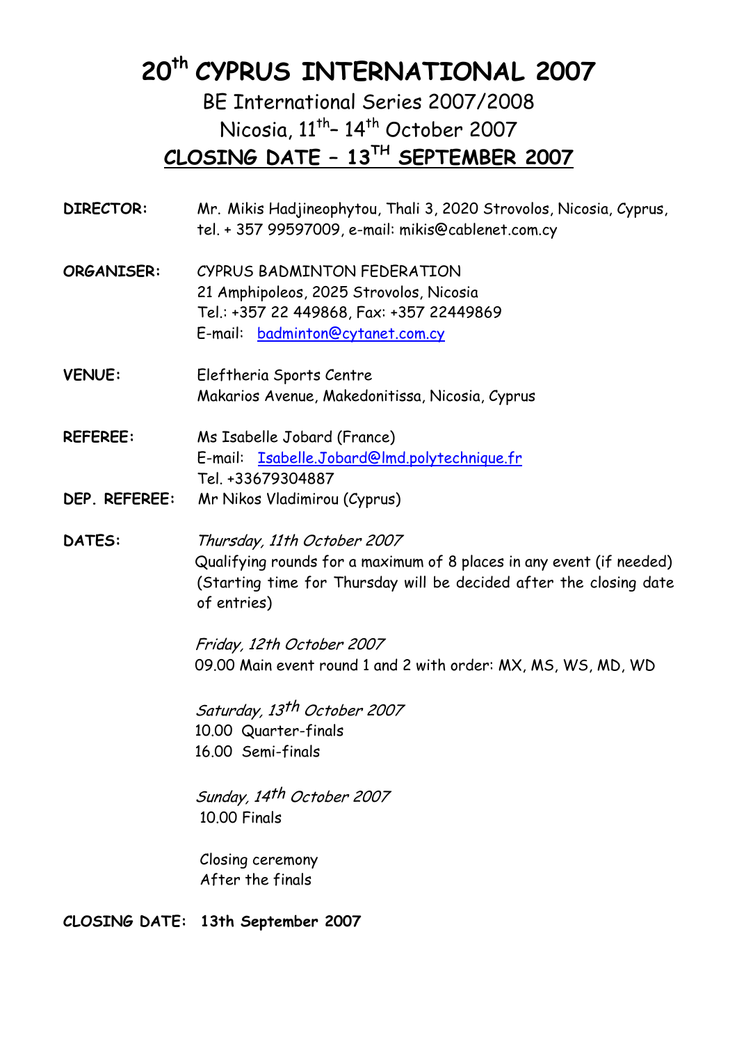# 20th CYPRUS INTERNATIONAL 2007

## BE International Series 2007/2008

## Nicosia, 11th– 14th October 2007

## CLOSING DATE – 13TH SEPTEMBER 2007

**DIRECTOR:** Mr. Mikis Hadjineophytou, Thali 3, 2020 Strovolos, Nicosia, Cyprus, tel. + 357 99597009, e-mail: mikis@cablenet.com.cy

**ORGANISER:** CYPRUS BADMINTON FEDERATION
21 Amphipoleos, 2025 Strovolos, Nicosia
Tel.: +357 22 449868, Fax: +357 22449869
E-mail: badminton@cytanet.com.cy

**VENUE:** Eleftheria Sports Centre
Makarios Avenue, Makedonitissa, Nicosia, Cyprus

**REFEREE:** Ms Isabelle Jobard (France)
E-mail: Isabelle.Jobard@lmd.polytechnique.fr
Tel. +33679304887

**DEP. REFEREE:** Mr Nikos Vladimirou (Cyprus)

**DATES:**

*Thursday, 11th October 2007*
Qualifying rounds for a maximum of 8 places in any event (if needed)
(Starting time for Thursday will be decided after the closing date of entries)

*Friday, 12th October 2007*
09.00 Main event round 1 and 2 with order: MX, MS, WS, MD, WD

*Saturday, 13th October 2007*
10.00 Quarter-finals
16.00 Semi-finals

*Sunday, 14th October 2007*
10.00 Finals

Closing ceremony
After the finals

**CLOSING DATE: 13th September 2007**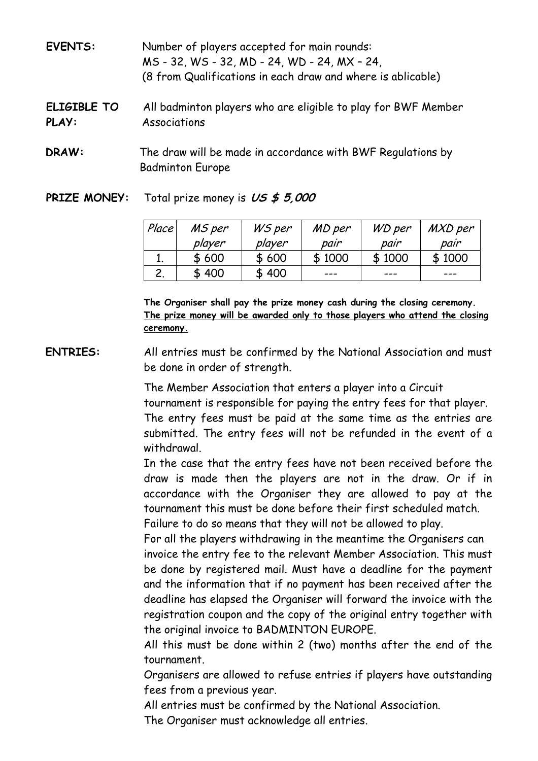**EVENTS:** Number of players accepted for main rounds:
MS - 32, WS - 32, MD - 24, WD - 24, MX – 24,
(8 from Qualifications in each draw and where is ablicable)

**ELIGIBLE TO PLAY:** All badminton players who are eligible to play for BWF Member Associations

**DRAW:** The draw will be made in accordance with BWF Regulations by Badminton Europe

**PRIZE MONEY:** Total prize money is ***US $ 5,000***

| *Place* | *MS per player* | *WS per player* | *MD per pair* | *WD per pair* | *MXD per pair* |
|---|---|---|---|---|---|
| 1. | $ 600 | $ 600 | $ 1000 | $ 1000 | $ 1000 |
| 2. | $ 400 | $ 400 | --- | --- | --- |

**The Organiser shall pay the prize money cash during the closing ceremony.**
**<u>The prize money will be awarded only to those players who attend the closing ceremony.</u>**

**ENTRIES:** All entries must be confirmed by the National Association and must be done in order of strength.

The Member Association that enters a player into a Circuit tournament is responsible for paying the entry fees for that player. The entry fees must be paid at the same time as the entries are submitted. The entry fees will not be refunded in the event of a withdrawal.

In the case that the entry fees have not been received before the draw is made then the players are not in the draw. Or if in accordance with the Organiser they are allowed to pay at the tournament this must be done before their first scheduled match.

Failure to do so means that they will not be allowed to play.

For all the players withdrawing in the meantime the Organisers can invoice the entry fee to the relevant Member Association. This must be done by registered mail. Must have a deadline for the payment and the information that if no payment has been received after the deadline has elapsed the Organiser will forward the invoice with the registration coupon and the copy of the original entry together with the original invoice to BADMINTON EUROPE.

All this must be done within 2 (two) months after the end of the tournament.

Organisers are allowed to refuse entries if players have outstanding fees from a previous year.

All entries must be confirmed by the National Association.

The Organiser must acknowledge all entries.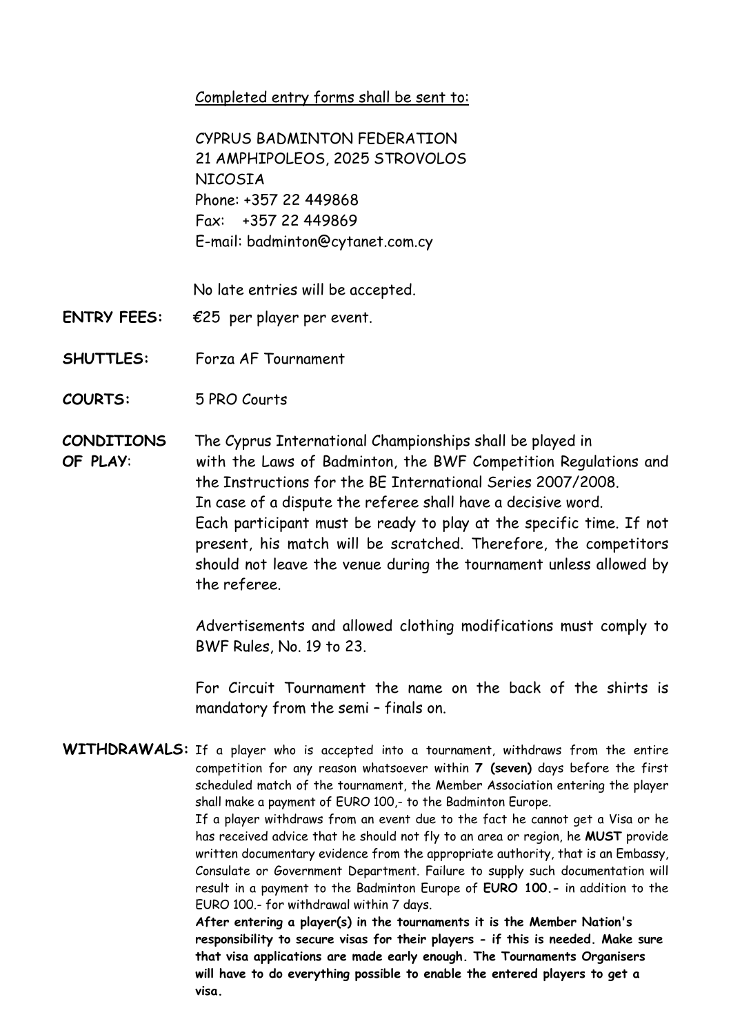Completed entry forms shall be sent to:

CYPRUS BADMINTON FEDERATION
21 AMPHIPOLEOS, 2025 STROVOLOS
NICOSIA
Phone: +357 22 449868
Fax: +357 22 449869
E-mail: badminton@cytanet.com.cy

No late entries will be accepted.

**ENTRY FEES:** €25 per player per event.

**SHUTTLES:** Forza AF Tournament

**COURTS:** 5 PRO Courts

**CONDITIONS OF PLAY**: The Cyprus International Championships shall be played in with the Laws of Badminton, the BWF Competition Regulations and the Instructions for the BE International Series 2007/2008.
In case of a dispute the referee shall have a decisive word.
Each participant must be ready to play at the specific time. If not present, his match will be scratched. Therefore, the competitors should not leave the venue during the tournament unless allowed by the referee.

Advertisements and allowed clothing modifications must comply to BWF Rules, No. 19 to 23.

For Circuit Tournament the name on the back of the shirts is mandatory from the semi – finals on.

**WITHDRAWALS:** If a player who is accepted into a tournament, withdraws from the entire competition for any reason whatsoever within **7 (seven)** days before the first scheduled match of the tournament, the Member Association entering the player shall make a payment of EURO 100,- to the Badminton Europe.
If a player withdraws from an event due to the fact he cannot get a Visa or he has received advice that he should not fly to an area or region, he **MUST** provide written documentary evidence from the appropriate authority, that is an Embassy, Consulate or Government Department. Failure to supply such documentation will result in a payment to the Badminton Europe of **EURO 100.-** in addition to the EURO 100.- for withdrawal within 7 days.
**After entering a player(s) in the tournaments it is the Member Nation's responsibility to secure visas for their players - if this is needed. Make sure that visa applications are made early enough. The Tournaments Organisers will have to do everything possible to enable the entered players to get a visa.**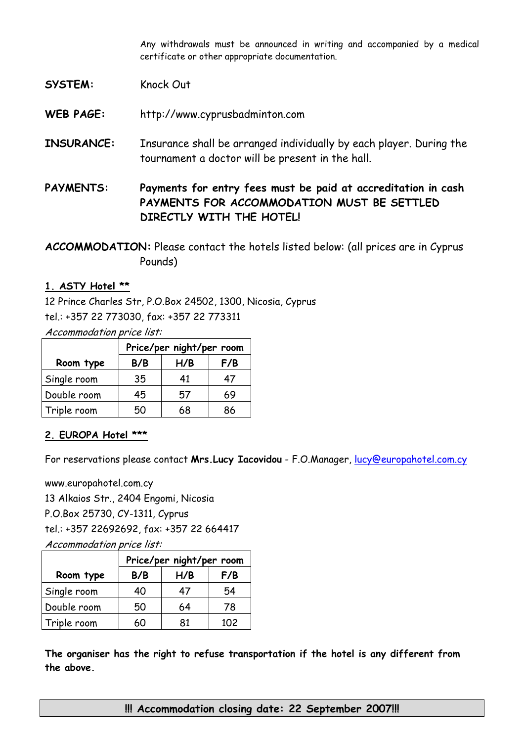Any withdrawals must be announced in writing and accompanied by a medical certificate or other appropriate documentation.

**SYSTEM:** Knock Out

**WEB PAGE:** http://www.cyprusbadminton.com

**INSURANCE:** Insurance shall be arranged individually by each player. During the tournament a doctor will be present in the hall.

**PAYMENTS:** **Payments for entry fees must be paid at accreditation in cash PAYMENTS FOR ACCOMMODATION MUST BE SETTLED DIRECTLY WITH THE HOTEL!**

**ACCOMMODATION:** Please contact the hotels listed below: (all prices are in Cyprus Pounds)

**1. ASTY Hotel \*\***

12 Prince Charles Str, P.O.Box 24502, 1300, Nicosia, Cyprus
tel.: +357 22 773030, fax: +357 22 773311

*Accommodation price list:*

| Room type | Price/per night/per room | | |
|---|---|---|---|
| | B/B | H/B | F/B |
| Single room | 35 | 41 | 47 |
| Double room | 45 | 57 | 69 |
| Triple room | 50 | 68 | 86 |

**2. EUROPA Hotel \*\*\***

For reservations please contact **Mrs.Lucy Iacovidou** - F.O.Manager, lucy@europahotel.com.cy

www.europahotel.com.cy
13 Alkaios Str., 2404 Engomi, Nicosia
P.O.Box 25730, CY-1311, Cyprus
tel.: +357 22692692, fax: +357 22 664417

*Accommodation price list:*

| Room type | Price/per night/per room | | |
|---|---|---|---|
| | B/B | H/B | F/B |
| Single room | 40 | 47 | 54 |
| Double room | 50 | 64 | 78 |
| Triple room | 60 | 81 | 102 |

**The organiser has the right to refuse transportation if the hotel is any different from the above.**

**!!! Accommodation closing date: 22 September 2007!!!**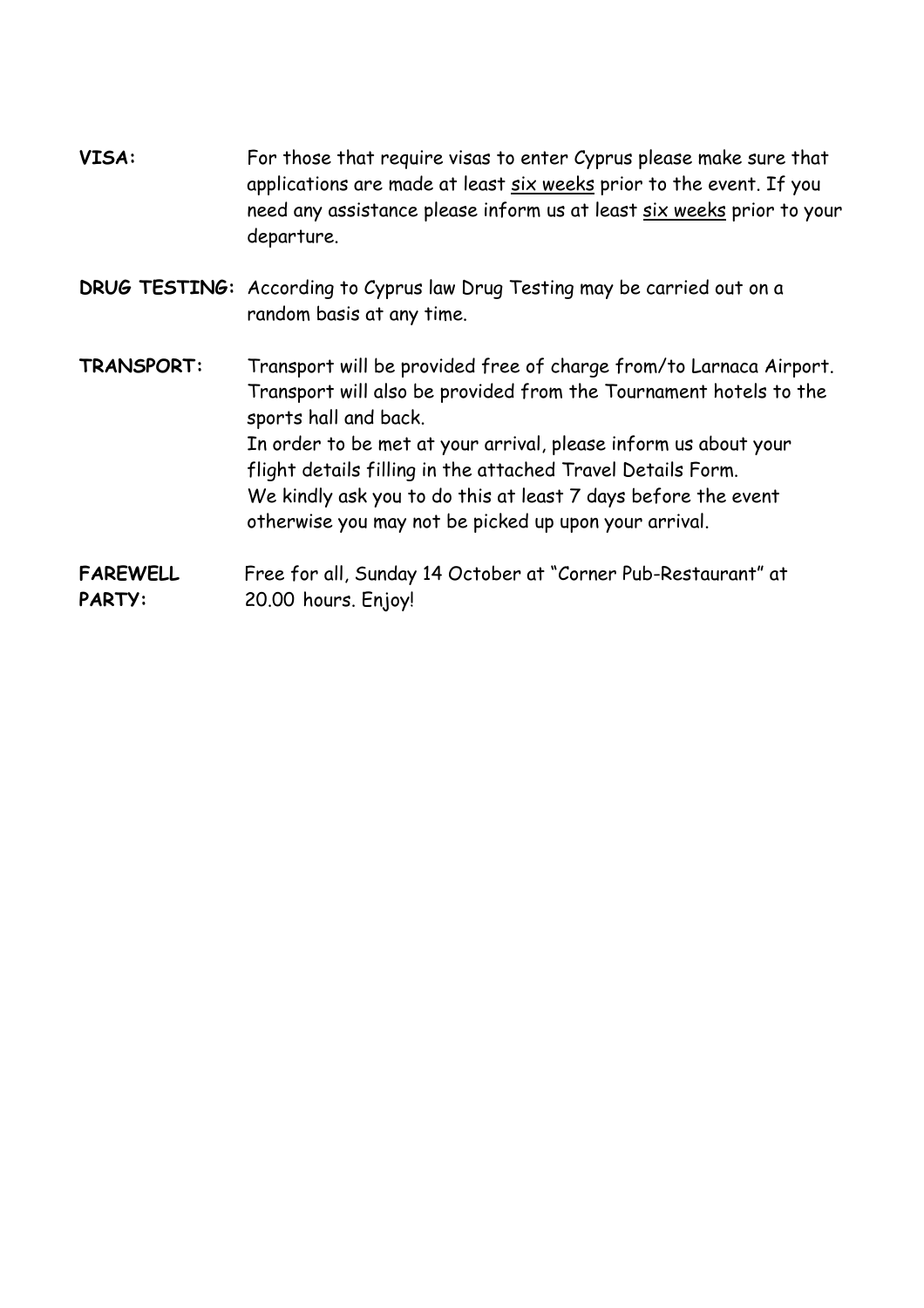**VISA:** For those that require visas to enter Cyprus please make sure that applications are made at least six weeks prior to the event. If you need any assistance please inform us at least six weeks prior to your departure.

**DRUG TESTING:** According to Cyprus law Drug Testing may be carried out on a random basis at any time.

**TRANSPORT:** Transport will be provided free of charge from/to Larnaca Airport. Transport will also be provided from the Tournament hotels to the sports hall and back.
In order to be met at your arrival, please inform us about your flight details filling in the attached Travel Details Form.
We kindly ask you to do this at least 7 days before the event otherwise you may not be picked up upon your arrival.

**FAREWELL PARTY:** Free for all, Sunday 14 October at "Corner Pub-Restaurant" at 20.00 hours. Enjoy!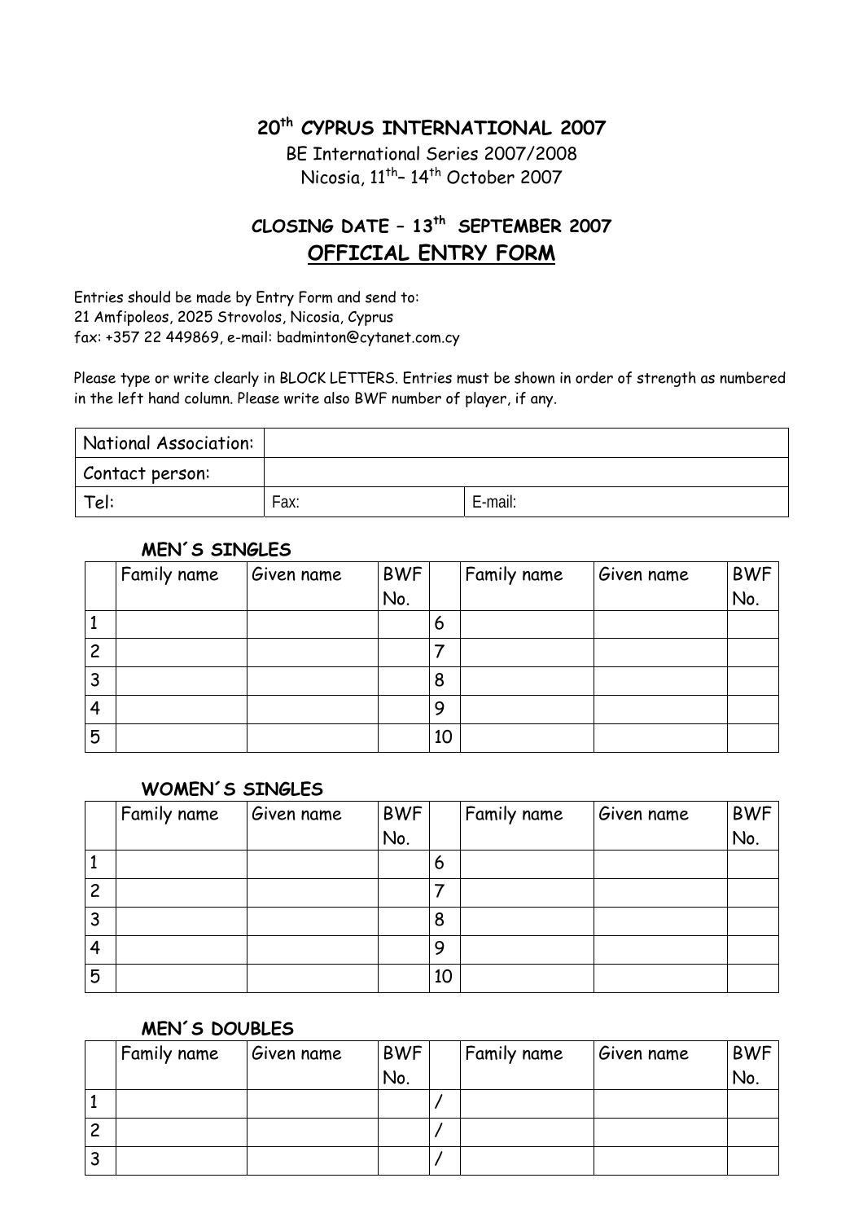**20th CYPRUS INTERNATIONAL 2007**

BE International Series 2007/2008

Nicosia, 11th– 14th October 2007

**CLOSING DATE – 13th SEPTEMBER 2007**

## OFFICIAL ENTRY FORM

Entries should be made by Entry Form and send to:
21 Amfipoleos, 2025 Strovolos, Nicosia, Cyprus
fax: +357 22 449869, e-mail: badminton@cytanet.com.cy

Please type or write clearly in BLOCK LETTERS. Entries must be shown in order of strength as numbered in the left hand column. Please write also BWF number of player, if any.

| National Association: | | |
|---|---|---|
| Contact person: | | |
| Tel: | Fax: | E-mail: |

**MEN´S SINGLES**

| | Family name | Given name | BWF No. | | Family name | Given name | BWF No. |
|---|---|---|---|---|---|---|---|
| 1 | | | | 6 | | | |
| 2 | | | | 7 | | | |
| 3 | | | | 8 | | | |
| 4 | | | | 9 | | | |
| 5 | | | | 10 | | | |

**WOMEN´S SINGLES**

| | Family name | Given name | BWF No. | | Family name | Given name | BWF No. |
|---|---|---|---|---|---|---|---|
| 1 | | | | 6 | | | |
| 2 | | | | 7 | | | |
| 3 | | | | 8 | | | |
| 4 | | | | 9 | | | |
| 5 | | | | 10 | | | |

**MEN´S DOUBLES**

| | Family name | Given name | BWF No. | | Family name | Given name | BWF No. |
|---|---|---|---|---|---|---|---|
| 1 | | | | / | | | |
| 2 | | | | / | | | |
| 3 | | | | / | | | |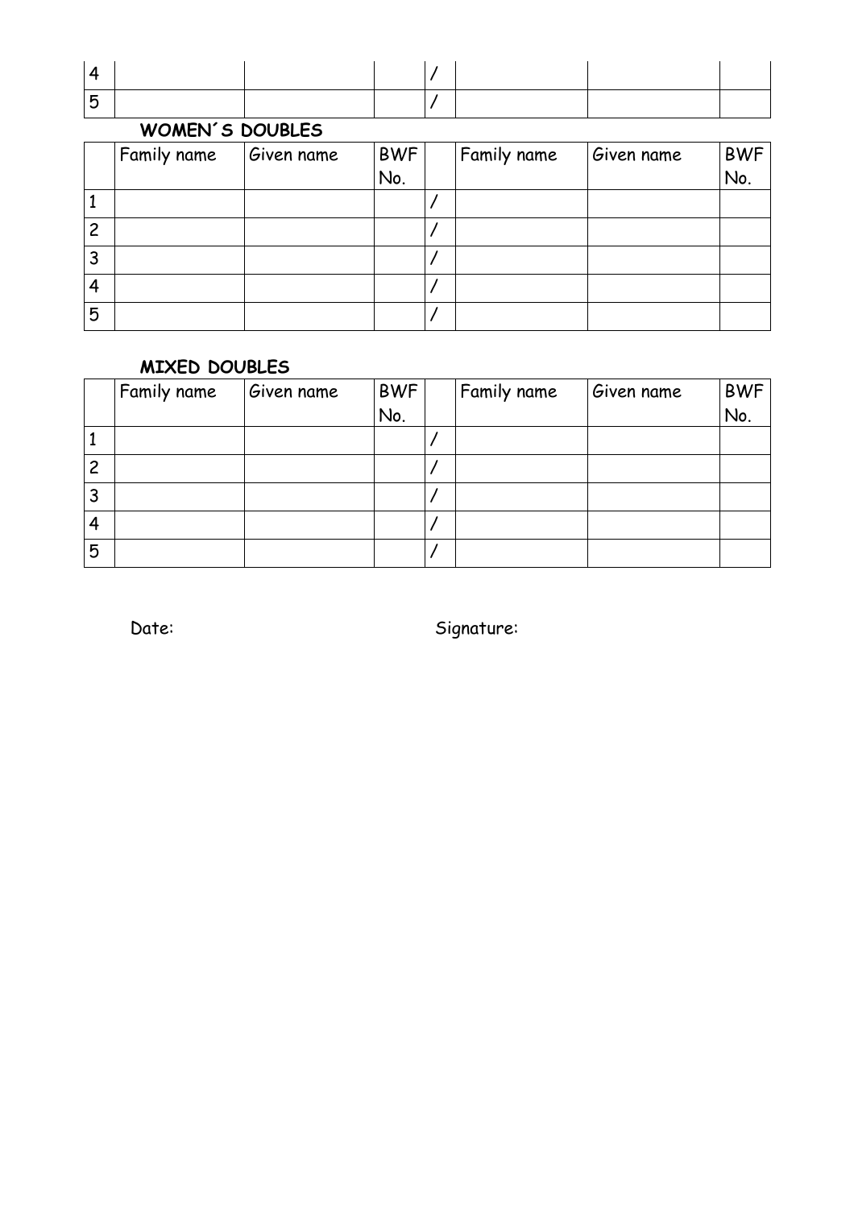| | | | | | | | |
|---|---|---|---|---|---|---|---|
| 4 | | | | / | | | |
| 5 | | | | / | | | |

**WOMEN´S DOUBLES**

| | Family name | Given name | BWF No. | | Family name | Given name | BWF No. |
|---|---|---|---|---|---|---|---|
| 1 | | | | / | | | |
| 2 | | | | / | | | |
| 3 | | | | / | | | |
| 4 | | | | / | | | |
| 5 | | | | / | | | |

**MIXED DOUBLES**

| | Family name | Given name | BWF No. | | Family name | Given name | BWF No. |
|---|---|---|---|---|---|---|---|
| 1 | | | | / | | | |
| 2 | | | | / | | | |
| 3 | | | | / | | | |
| 4 | | | | / | | | |
| 5 | | | | / | | | |

Date: Signature: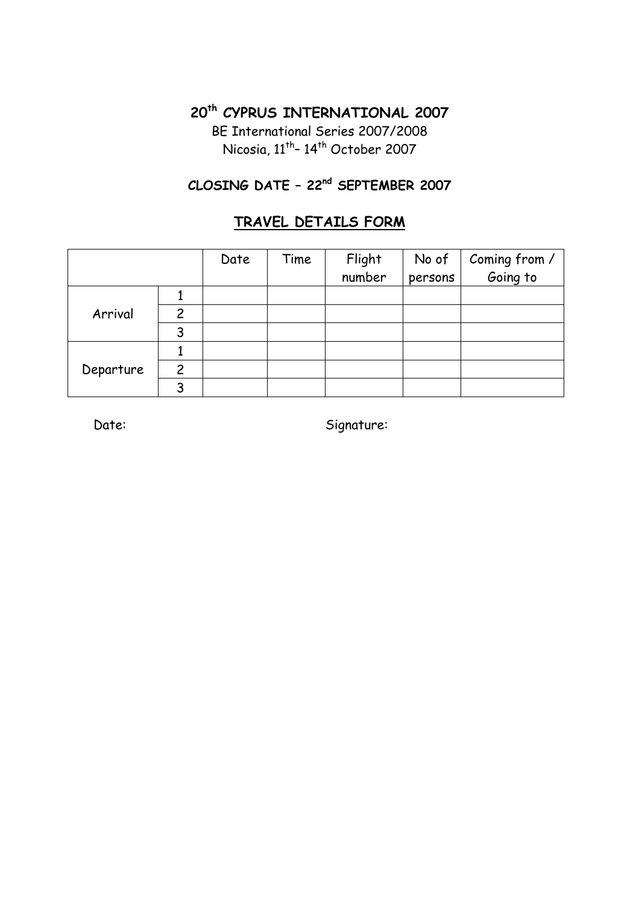# 20th CYPRUS INTERNATIONAL 2007

BE International Series 2007/2008
Nicosia, 11th– 14th October 2007

## CLOSING DATE – 22nd SEPTEMBER 2007

## TRAVEL DETAILS FORM

| | | Date | Time | Flight number | No of persons | Coming from / Going to |
|---|---|---|---|---|---|---|
| Arrival | 1 | | | | | |
| | 2 | | | | | |
| | 3 | | | | | |
| Departure | 1 | | | | | |
| | 2 | | | | | |
| | 3 | | | | | |

Date: Signature: